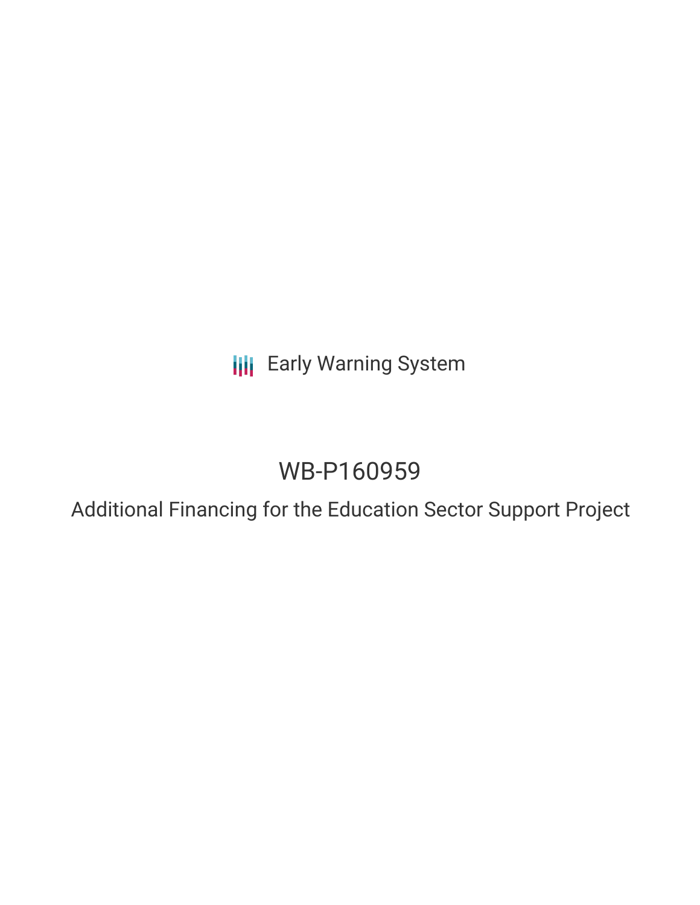Early Warning System

# WB-P160959

## Additional Financing for the Education Sector Support Project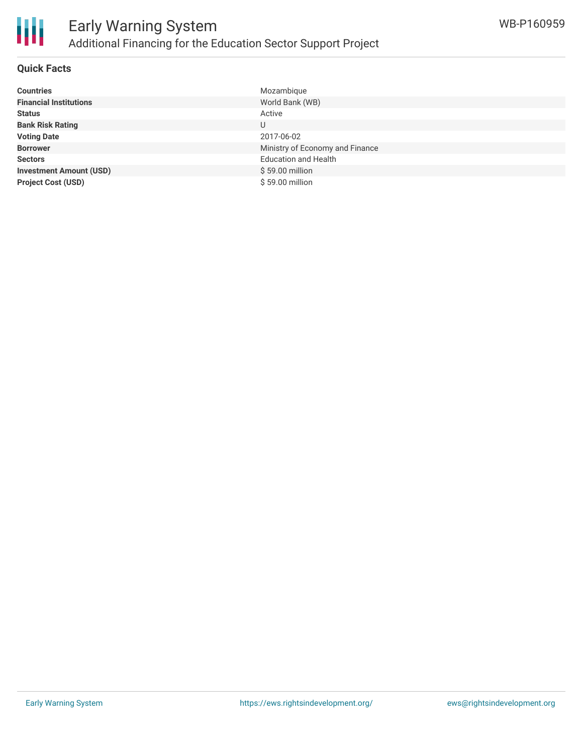## Quick Facts

| | |
|---|---|
| **Countries** | Mozambique |
| **Financial Institutions** | World Bank (WB) |
| **Status** | Active |
| **Bank Risk Rating** | U |
| **Voting Date** | 2017-06-02 |
| **Borrower** | Ministry of Economy and Finance |
| **Sectors** | Education and Health |
| **Investment Amount (USD)** | $ 59.00 million |
| **Project Cost (USD)** | $ 59.00 million |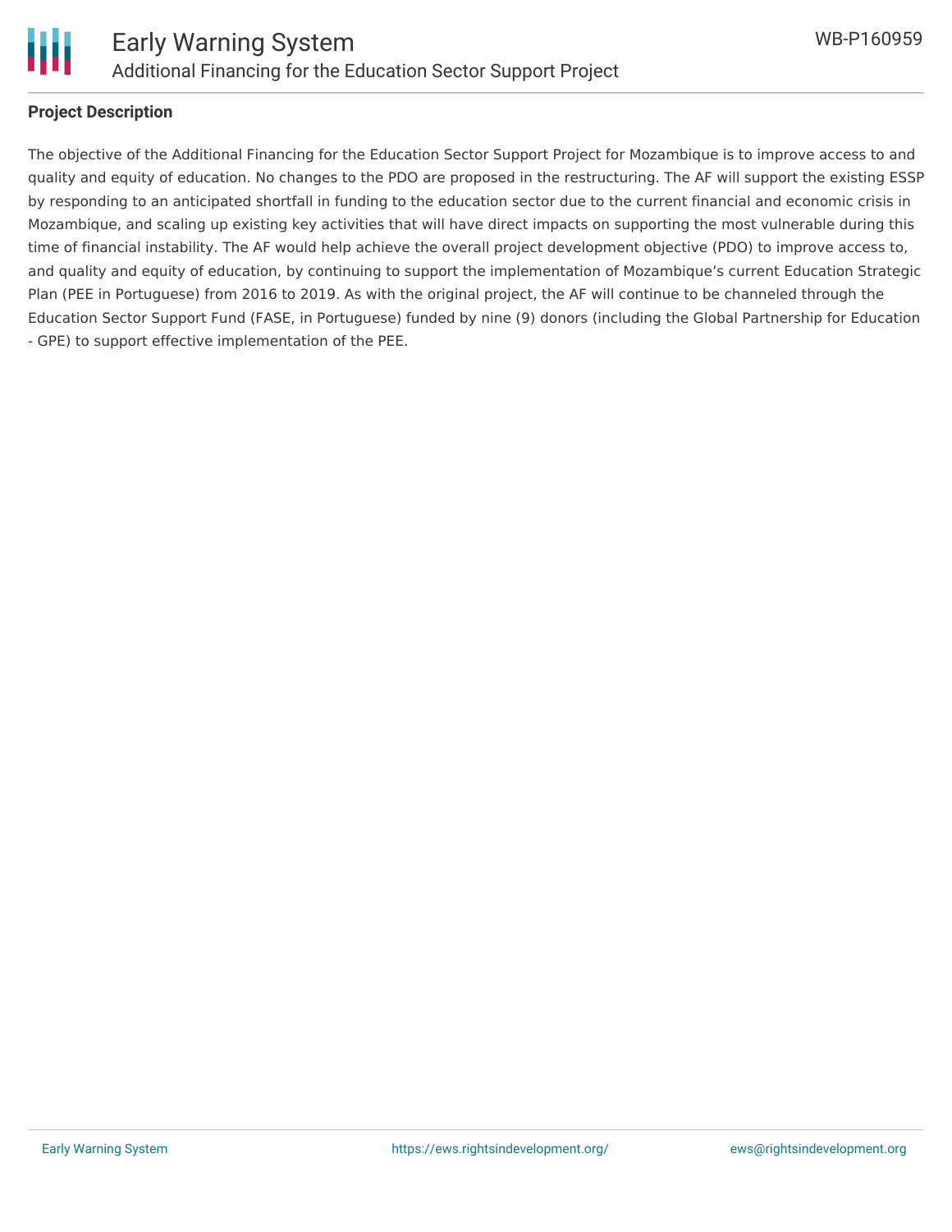**Project Description**

The objective of the Additional Financing for the Education Sector Support Project for Mozambique is to improve access to and quality and equity of education. No changes to the PDO are proposed in the restructuring. The AF will support the existing ESSP by responding to an anticipated shortfall in funding to the education sector due to the current financial and economic crisis in Mozambique, and scaling up existing key activities that will have direct impacts on supporting the most vulnerable during this time of financial instability. The AF would help achieve the overall project development objective (PDO) to improve access to, and quality and equity of education, by continuing to support the implementation of Mozambique's current Education Strategic Plan (PEE in Portuguese) from 2016 to 2019. As with the original project, the AF will continue to be channeled through the Education Sector Support Fund (FASE, in Portuguese) funded by nine (9) donors (including the Global Partnership for Education - GPE) to support effective implementation of the PEE.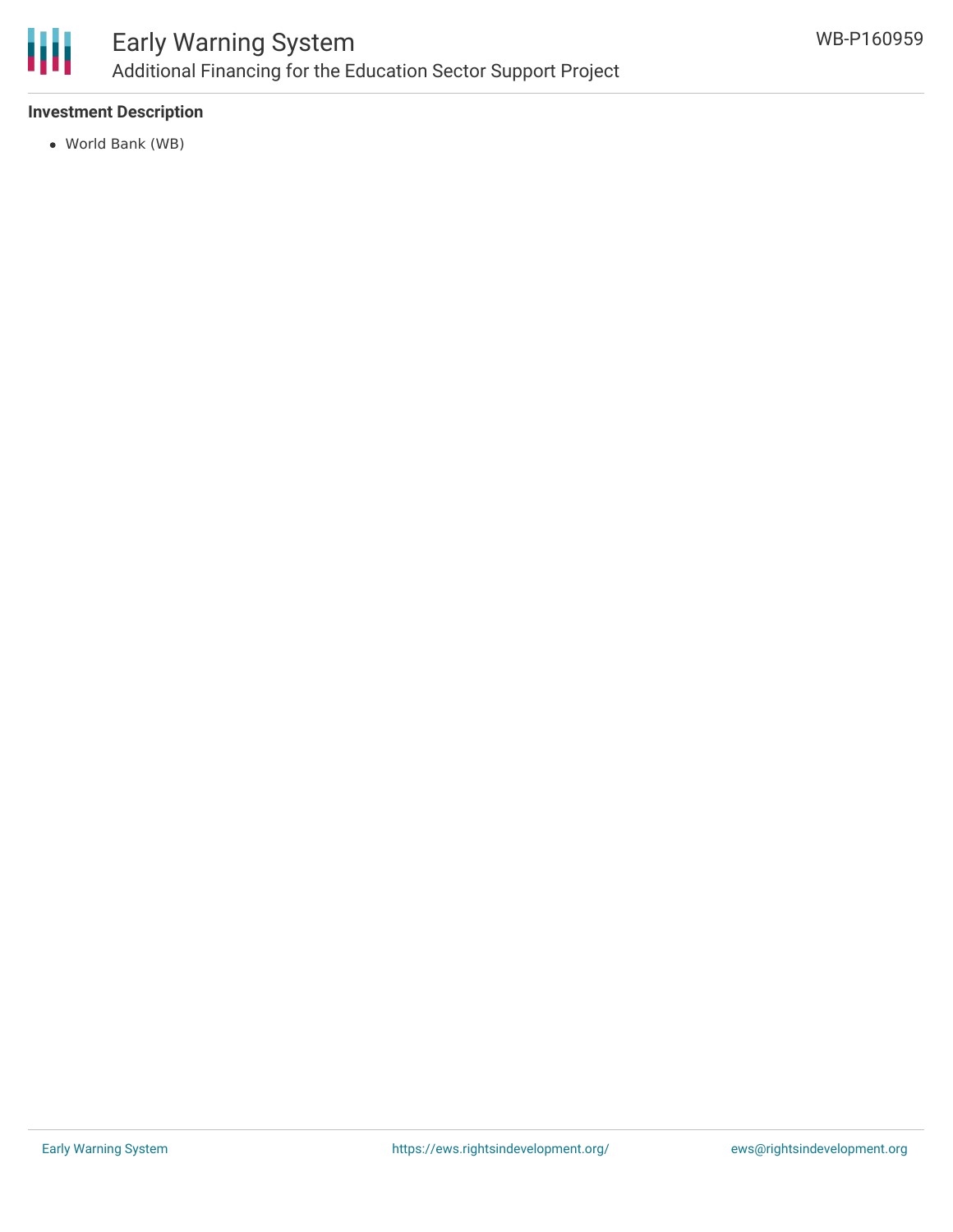### Investment Description

- World Bank (WB)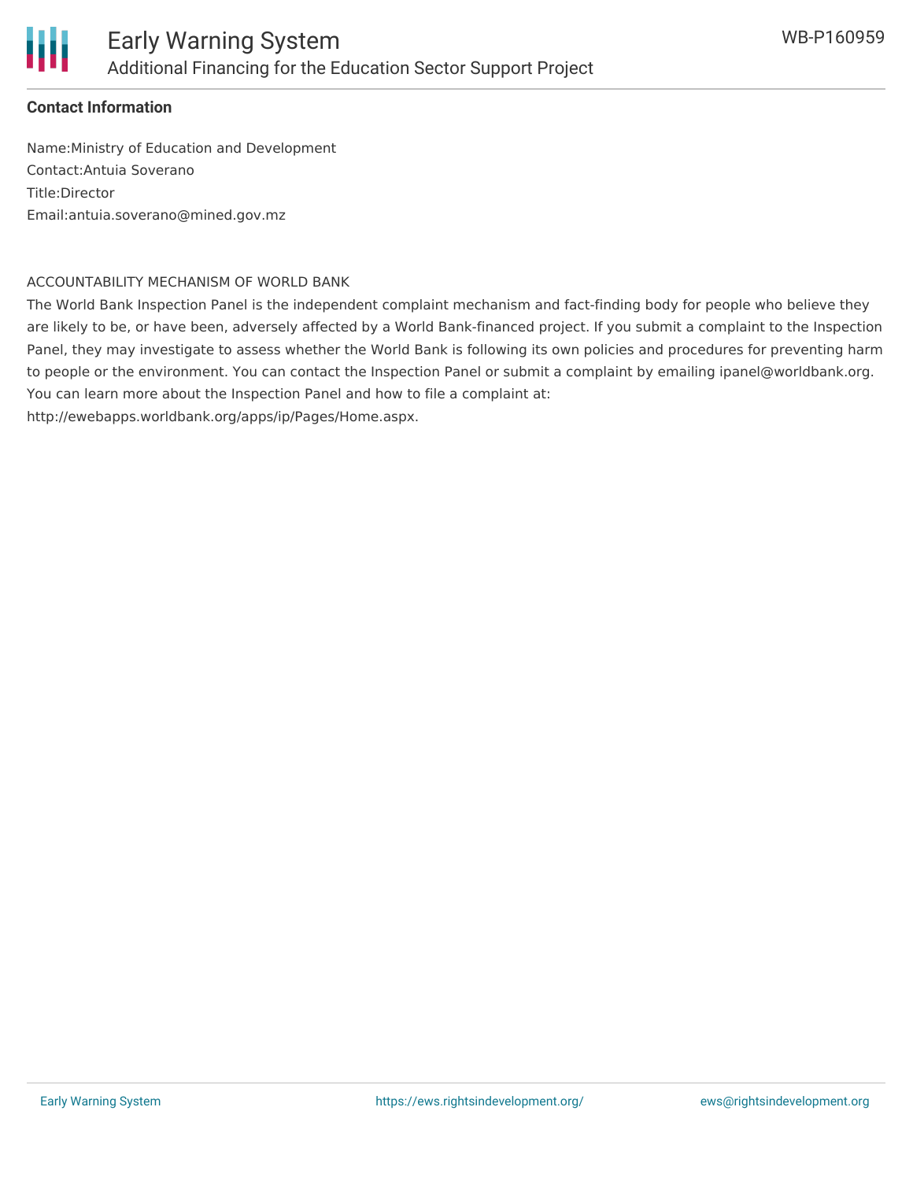### Contact Information

Name:Ministry of Education and Development
Contact:Antuia Soverano
Title:Director
Email:antuia.soverano@mined.gov.mz

ACCOUNTABILITY MECHANISM OF WORLD BANK

The World Bank Inspection Panel is the independent complaint mechanism and fact-finding body for people who believe they are likely to be, or have been, adversely affected by a World Bank-financed project. If you submit a complaint to the Inspection Panel, they may investigate to assess whether the World Bank is following its own policies and procedures for preventing harm to people or the environment. You can contact the Inspection Panel or submit a complaint by emailing ipanel@worldbank.org. You can learn more about the Inspection Panel and how to file a complaint at: http://ewebapps.worldbank.org/apps/ip/Pages/Home.aspx.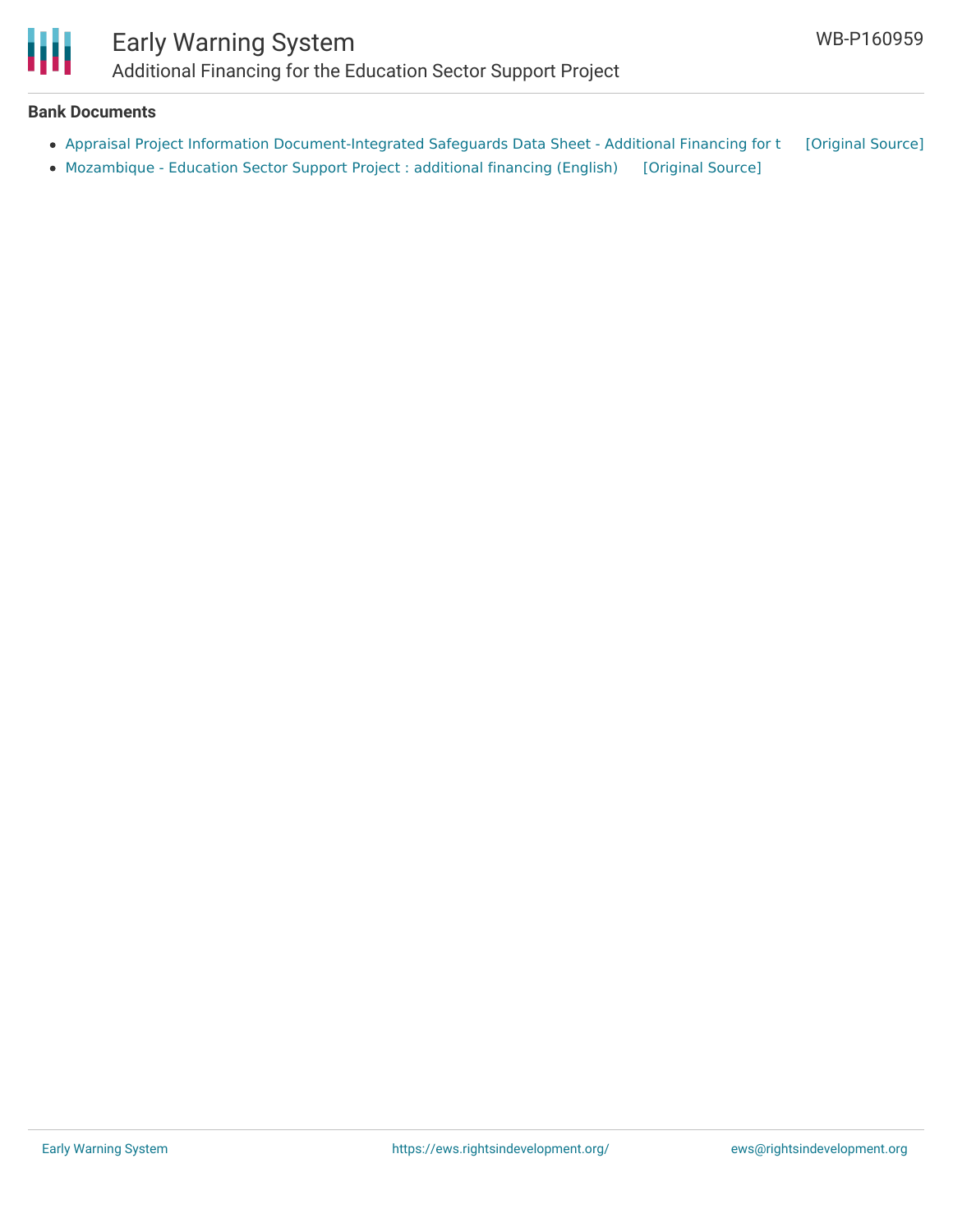**Bank Documents**

- Appraisal Project Information Document-Integrated Safeguards Data Sheet - Additional Financing for t [Original Source]
- Mozambique - Education Sector Support Project : additional financing (English) [Original Source]